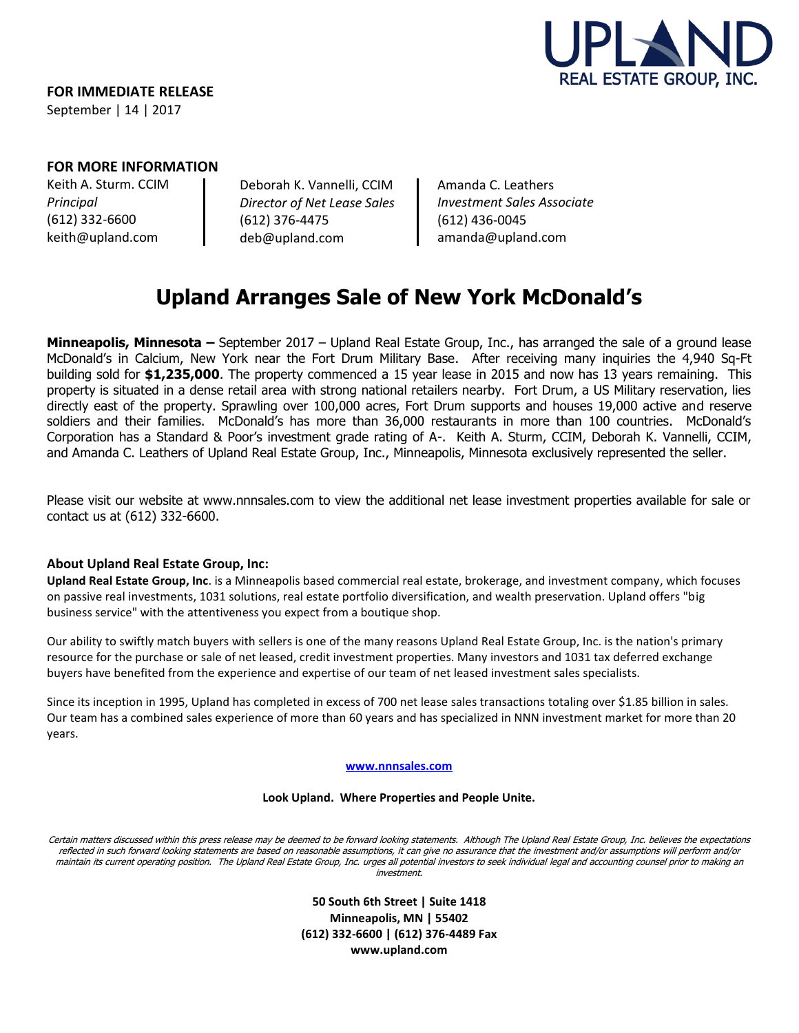UPLAND
REAL ESTATE GROUP, INC.

**FOR IMMEDIATE RELEASE**
September | 14 | 2017

**FOR MORE INFORMATION**

Keith A. Sturm. CCIM
*Principal*
(612) 332-6600
keith@upland.com

Deborah K. Vannelli, CCIM
*Director of Net Lease Sales*
(612) 376-4475
deb@upland.com

Amanda C. Leathers
*Investment Sales Associate*
(612) 436-0045
amanda@upland.com

# Upland Arranges Sale of New York McDonald's

**Minneapolis, Minnesota –** September 2017 – Upland Real Estate Group, Inc., has arranged the sale of a ground lease McDonald's in Calcium, New York near the Fort Drum Military Base. After receiving many inquiries the 4,940 Sq-Ft building sold for **$1,235,000**. The property commenced a 15 year lease in 2015 and now has 13 years remaining. This property is situated in a dense retail area with strong national retailers nearby. Fort Drum, a US Military reservation, lies directly east of the property. Sprawling over 100,000 acres, Fort Drum supports and houses 19,000 active and reserve soldiers and their families. McDonald's has more than 36,000 restaurants in more than 100 countries. McDonald's Corporation has a Standard & Poor's investment grade rating of A-. Keith A. Sturm, CCIM, Deborah K. Vannelli, CCIM, and Amanda C. Leathers of Upland Real Estate Group, Inc., Minneapolis, Minnesota exclusively represented the seller.

Please visit our website at www.nnnsales.com to view the additional net lease investment properties available for sale or contact us at (612) 332-6600.

### About Upland Real Estate Group, Inc:

**Upland Real Estate Group, Inc**. is a Minneapolis based commercial real estate, brokerage, and investment company, which focuses on passive real investments, 1031 solutions, real estate portfolio diversification, and wealth preservation. Upland offers "big business service" with the attentiveness you expect from a boutique shop.

Our ability to swiftly match buyers with sellers is one of the many reasons Upland Real Estate Group, Inc. is the nation's primary resource for the purchase or sale of net leased, credit investment properties. Many investors and 1031 tax deferred exchange buyers have benefited from the experience and expertise of our team of net leased investment sales specialists.

Since its inception in 1995, Upland has completed in excess of 700 net lease sales transactions totaling over $1.85 billion in sales. Our team has a combined sales experience of more than 60 years and has specialized in NNN investment market for more than 20 years.

**www.nnnsales.com**

**Look Upland. Where Properties and People Unite.**

*Certain matters discussed within this press release may be deemed to be forward looking statements. Although The Upland Real Estate Group, Inc. believes the expectations reflected in such forward looking statements are based on reasonable assumptions, it can give no assurance that the investment and/or assumptions will perform and/or maintain its current operating position. The Upland Real Estate Group, Inc. urges all potential investors to seek individual legal and accounting counsel prior to making an investment.*

**50 South 6th Street | Suite 1418**
**Minneapolis, MN | 55402**
**(612) 332-6600 | (612) 376-4489 Fax**
**www.upland.com**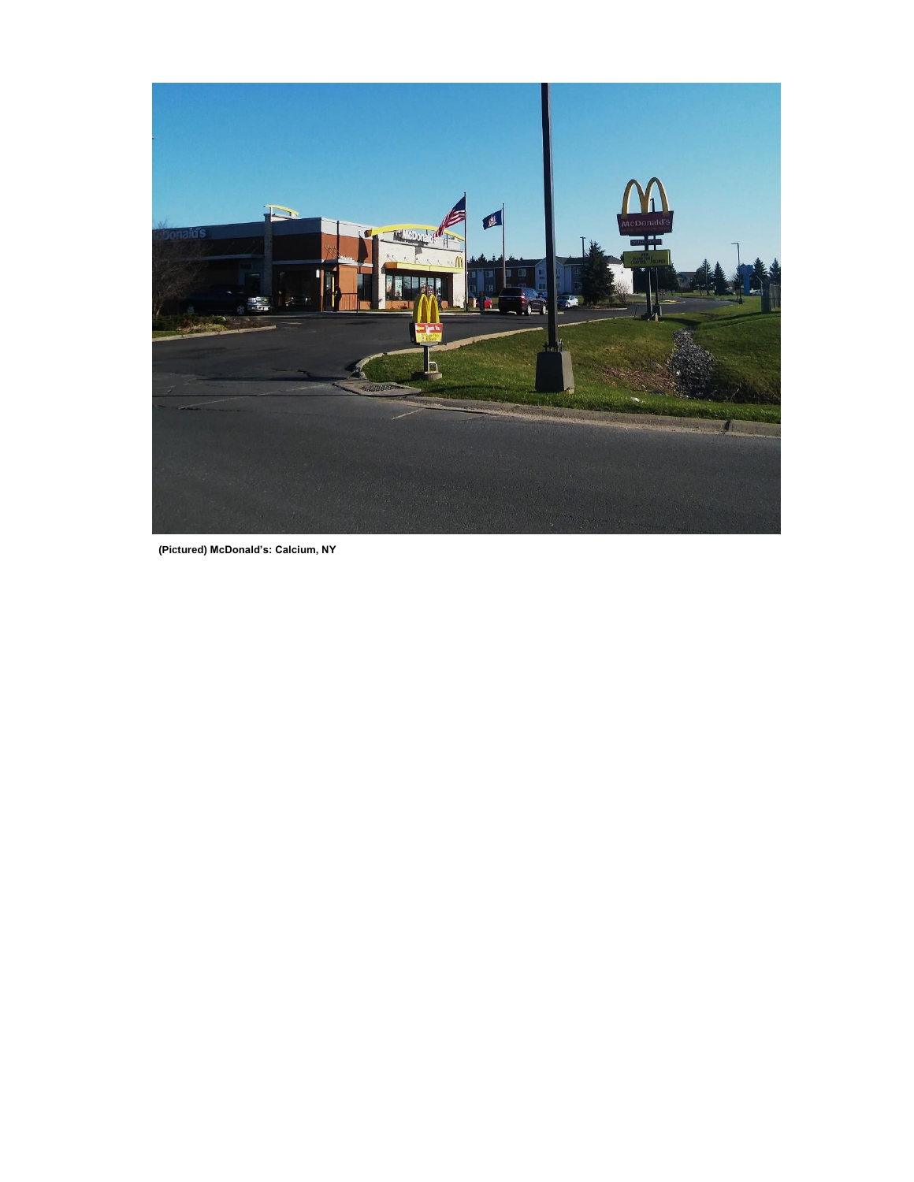**(Pictured) McDonald's: Calcium, NY**